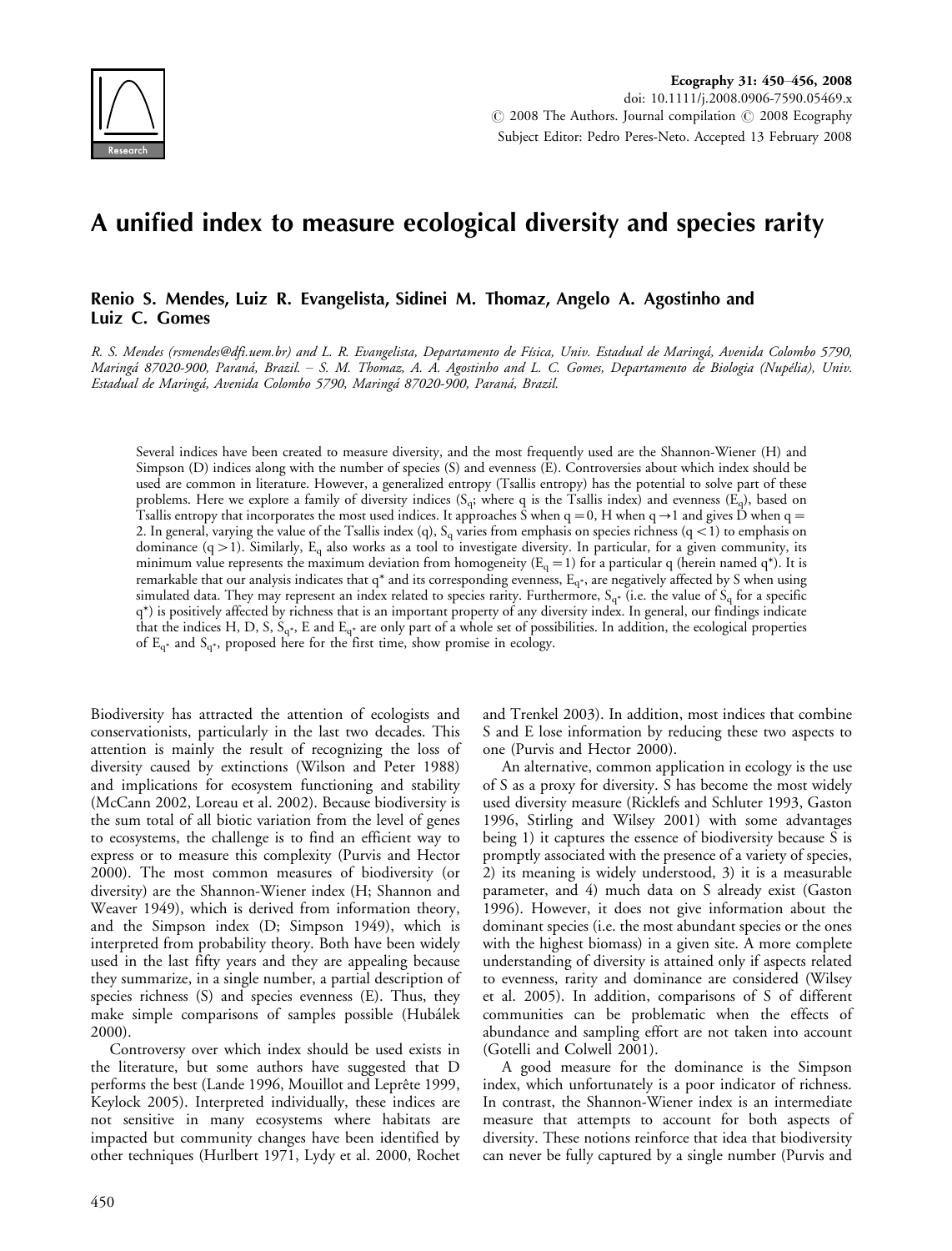# A unified index to measure ecological diversity and species rarity

**Renio S. Mendes, Luiz R. Evangelista, Sidinei M. Thomaz, Angelo A. Agostinho and Luiz C. Gomes**

*R. S. Mendes (rsmendes@dfi.uem.br) and L. R. Evangelista, Departamento de Física, Univ. Estadual de Maringá, Avenida Colombo 5790, Maringá 87020-900, Paraná, Brazil. – S. M. Thomaz, A. A. Agostinho and L. C. Gomes, Departamento de Biologia (Nupélia), Univ. Estadual de Maringá, Avenida Colombo 5790, Maringá 87020-900, Paraná, Brazil.*

Several indices have been created to measure diversity, and the most frequently used are the Shannon-Wiener (H) and Simpson (D) indices along with the number of species (S) and evenness (E). Controversies about which index should be used are common in literature. However, a generalized entropy (Tsallis entropy) has the potential to solve part of these problems. Here we explore a family of diversity indices ($S_q$; where q is the Tsallis index) and evenness ($E_q$), based on Tsallis entropy that incorporates the most used indices. It approaches S when $q = 0$, H when $q \rightarrow 1$ and gives D when $q = 2$. In general, varying the value of the Tsallis index (q), $S_q$ varies from emphasis on species richness ($q < 1$) to emphasis on dominance ($q > 1$). Similarly, $E_q$ also works as a tool to investigate diversity. In particular, for a given community, its minimum value represents the maximum deviation from homogeneity ($E_q = 1$) for a particular q (herein named $q^*$). It is remarkable that our analysis indicates that $q^*$ and its corresponding evenness, $E_{q^*}$, are negatively affected by S when using simulated data. They may represent an index related to species rarity. Furthermore, $S_{q^*}$ (i.e. the value of $S_q$ for a specific $q^*$) is positively affected by richness that is an important property of any diversity index. In general, our findings indicate that the indices H, D, S, $S_{q^*}$, E and $E_{q^*}$ are only part of a whole set of possibilities. In addition, the ecological properties of $E_{q^*}$ and $S_{q^*}$, proposed here for the first time, show promise in ecology.

Biodiversity has attracted the attention of ecologists and conservationists, particularly in the last two decades. This attention is mainly the result of recognizing the loss of diversity caused by extinctions (Wilson and Peter 1988) and implications for ecosystem functioning and stability (McCann 2002, Loreau et al. 2002). Because biodiversity is the sum total of all biotic variation from the level of genes to ecosystems, the challenge is to find an efficient way to express or to measure this complexity (Purvis and Hector 2000). The most common measures of biodiversity (or diversity) are the Shannon-Wiener index (H; Shannon and Weaver 1949), which is derived from information theory, and the Simpson index (D; Simpson 1949), which is interpreted from probability theory. Both have been widely used in the last fifty years and they are appealing because they summarize, in a single number, a partial description of species richness (S) and species evenness (E). Thus, they make simple comparisons of samples possible (Hubálek 2000).

Controversy over which index should be used exists in the literature, but some authors have suggested that D performs the best (Lande 1996, Mouillot and Leprêtre 1999, Keylock 2005). Interpreted individually, these indices are not sensitive in many ecosystems where habitats are impacted but community changes have been identified by other techniques (Hurlbert 1971, Lydy et al. 2000, Rochet and Trenkel 2003). In addition, most indices that combine S and E lose information by reducing these two aspects to one (Purvis and Hector 2000).

An alternative, common application in ecology is the use of S as a proxy for diversity. S has become the most widely used diversity measure (Ricklefs and Schluter 1993, Gaston 1996, Stirling and Wilsey 2001) with some advantages being 1) it captures the essence of biodiversity because S is promptly associated with the presence of a variety of species, 2) its meaning is widely understood, 3) it is a measurable parameter, and 4) much data on S already exist (Gaston 1996). However, it does not give information about the dominant species (i.e. the most abundant species or the ones with the highest biomass) in a given site. A more complete understanding of diversity is attained only if aspects related to evenness, rarity and dominance are considered (Wilsey et al. 2005). In addition, comparisons of S of different communities can be problematic when the effects of abundance and sampling effort are not taken into account (Gotelli and Colwell 2001).

A good measure for the dominance is the Simpson index, which unfortunately is a poor indicator of richness. In contrast, the Shannon-Wiener index is an intermediate measure that attempts to account for both aspects of diversity. These notions reinforce that idea that biodiversity can never be fully captured by a single number (Purvis and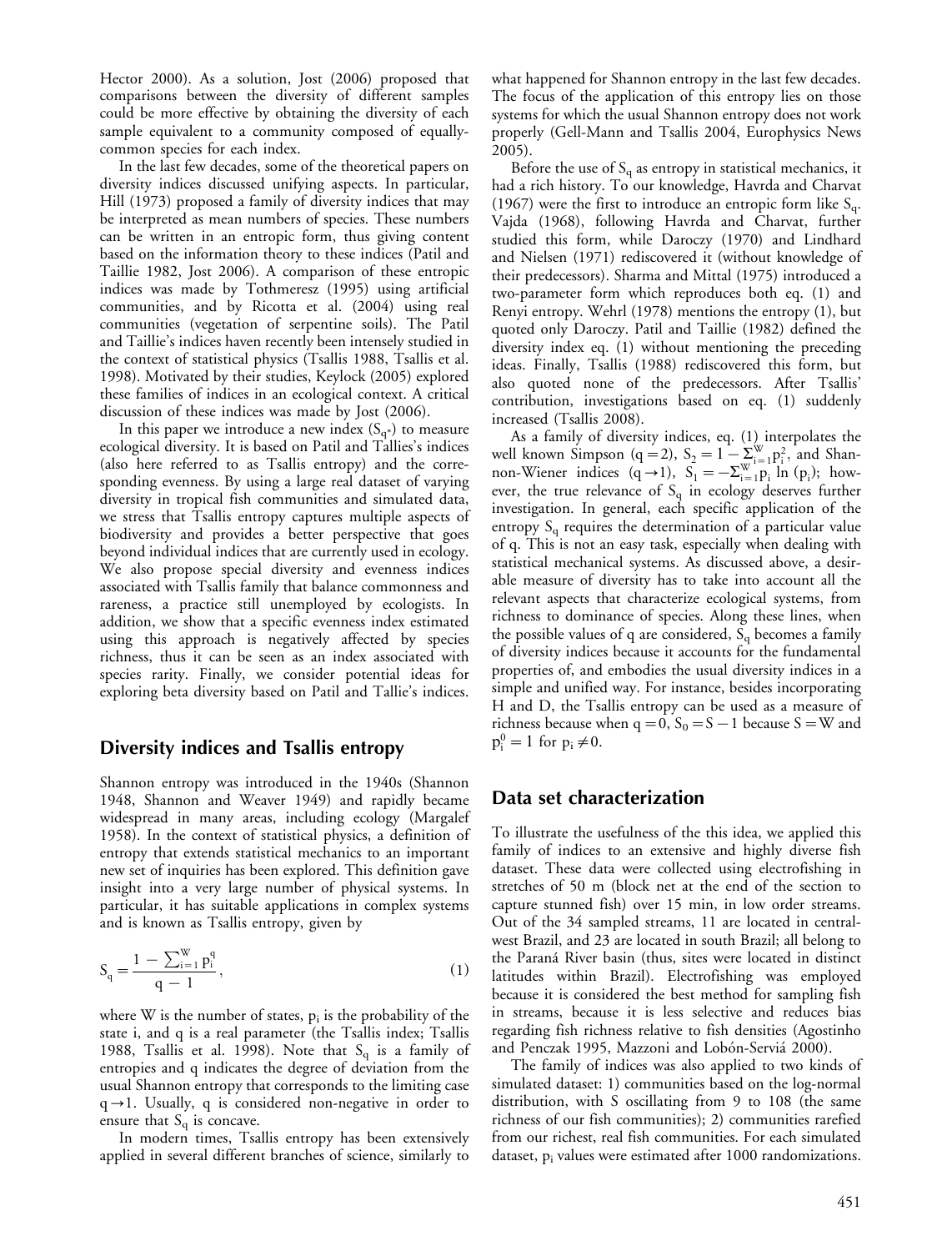Hector 2000). As a solution, Jost (2006) proposed that comparisons between the diversity of different samples could be more effective by obtaining the diversity of each sample equivalent to a community composed of equally-common species for each index.

In the last few decades, some of the theoretical papers on diversity indices discussed unifying aspects. In particular, Hill (1973) proposed a family of diversity indices that may be interpreted as mean numbers of species. These numbers can be written in an entropic form, thus giving content based on the information theory to these indices (Patil and Taillie 1982, Jost 2006). A comparison of these entropic indices was made by Tothmeresz (1995) using artificial communities, and by Ricotta et al. (2004) using real communities (vegetation of serpentine soils). The Patil and Taillie's indices haven recently been intensely studied in the context of statistical physics (Tsallis 1988, Tsallis et al. 1998). Motivated by their studies, Keylock (2005) explored these families of indices in an ecological context. A critical discussion of these indices was made by Jost (2006).

In this paper we introduce a new index ($S_{q^*}$) to measure ecological diversity. It is based on Patil and Tallies's indices (also here referred to as Tsallis entropy) and the corresponding evenness. By using a large real dataset of varying diversity in tropical fish communities and simulated data, we stress that Tsallis entropy captures multiple aspects of biodiversity and provides a better perspective that goes beyond individual indices that are currently used in ecology. We also propose special diversity and evenness indices associated with Tsallis family that balance commonness and rareness, a practice still unemployed by ecologists. In addition, we show that a specific evenness index estimated using this approach is negatively affected by species richness, thus it can be seen as an index associated with species rarity. Finally, we consider potential ideas for exploring beta diversity based on Patil and Tallie's indices.

## Diversity indices and Tsallis entropy

Shannon entropy was introduced in the 1940s (Shannon 1948, Shannon and Weaver 1949) and rapidly became widespread in many areas, including ecology (Margalef 1958). In the context of statistical physics, a definition of entropy that extends statistical mechanics to an important new set of inquiries has been explored. This definition gave insight into a very large number of physical systems. In particular, it has suitable applications in complex systems and is known as Tsallis entropy, given by

$$S_q = \frac{1 - \sum_{i=1}^{W} p_i^q}{q - 1}, \tag{1}$$

where W is the number of states, $p_i$ is the probability of the state i, and q is a real parameter (the Tsallis index; Tsallis 1988, Tsallis et al. 1998). Note that $S_q$ is a family of entropies and q indicates the degree of deviation from the usual Shannon entropy that corresponds to the limiting case $q \to 1$. Usually, q is considered non-negative in order to ensure that $S_q$ is concave.

In modern times, Tsallis entropy has been extensively applied in several different branches of science, similarly to what happened for Shannon entropy in the last few decades. The focus of the application of this entropy lies on those systems for which the usual Shannon entropy does not work properly (Gell-Mann and Tsallis 2004, Europhysics News 2005).

Before the use of $S_q$ as entropy in statistical mechanics, it had a rich history. To our knowledge, Havrda and Charvat (1967) were the first to introduce an entropic form like $S_q$. Vajda (1968), following Havrda and Charvat, further studied this form, while Daroczy (1970) and Lindhard and Nielsen (1971) rediscovered it (without knowledge of their predecessors). Sharma and Mittal (1975) introduced a two-parameter form which reproduces both eq. (1) and Renyi entropy. Wehrl (1978) mentions the entropy (1), but quoted only Daroczy. Patil and Taillie (1982) defined the diversity index eq. (1) without mentioning the preceding ideas. Finally, Tsallis (1988) rediscovered this form, but also quoted none of the predecessors. After Tsallis' contribution, investigations based on eq. (1) suddenly increased (Tsallis 2008).

As a family of diversity indices, eq. (1) interpolates the well known Simpson ($q=2$), $S_2 = 1 - \sum_{i=1}^{W} p_i^2$, and Shannon-Wiener indices ($q \to 1$), $S_1 = -\sum_{i=1}^{W} p_i \ln(p_i)$; however, the true relevance of $S_q$ in ecology deserves further investigation. In general, each specific application of the entropy $S_q$ requires the determination of a particular value of q. This is not an easy task, especially when dealing with statistical mechanical systems. As discussed above, a desirable measure of diversity has to take into account all the relevant aspects that characterize ecological systems, from richness to dominance of species. Along these lines, when the possible values of q are considered, $S_q$ becomes a family of diversity indices because it accounts for the fundamental properties of, and embodies the usual diversity indices in a simple and unified way. For instance, besides incorporating H and D, the Tsallis entropy can be used as a measure of richness because when $q=0$, $S_0 = S-1$ because $S=W$ and $p_i^0 = 1$ for $p_i \neq 0$.

## Data set characterization

To illustrate the usefulness of the this idea, we applied this family of indices to an extensive and highly diverse fish dataset. These data were collected using electrofishing in stretches of 50 m (block net at the end of the section to capture stunned fish) over 15 min, in low order streams. Out of the 34 sampled streams, 11 are located in central-west Brazil, and 23 are located in south Brazil; all belong to the Paraná River basin (thus, sites were located in distinct latitudes within Brazil). Electrofishing was employed because it is considered the best method for sampling fish in streams, because it is less selective and reduces bias regarding fish richness relative to fish densities (Agostinho and Penczak 1995, Mazzoni and Lobón-Serviá 2000).

The family of indices was also applied to two kinds of simulated dataset: 1) communities based on the log-normal distribution, with S oscillating from 9 to 108 (the same richness of our fish communities); 2) communities rarefied from our richest, real fish communities. For each simulated dataset, $p_i$ values were estimated after 1000 randomizations.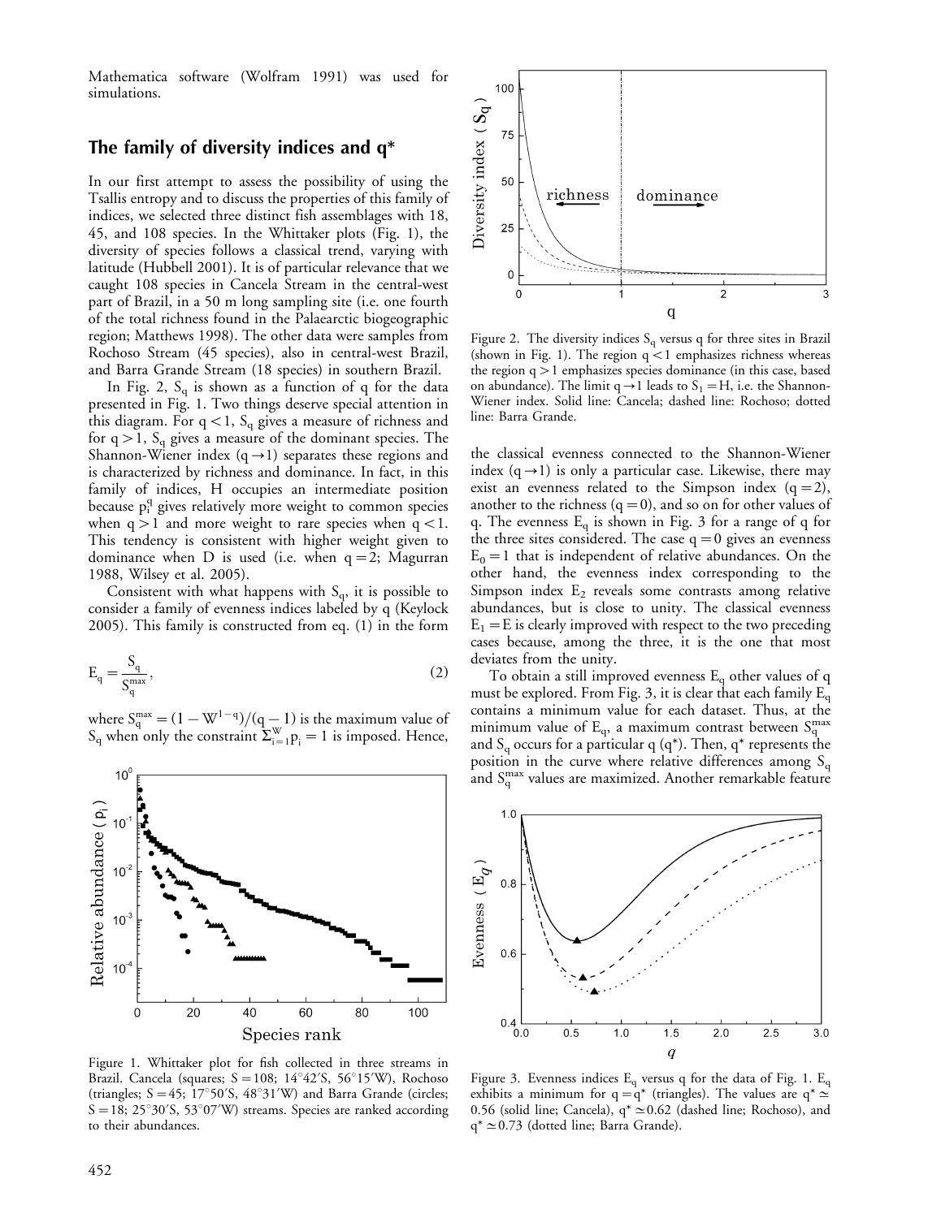Mathematica software (Wolfram 1991) was used for simulations.

## The family of diversity indices and q*

In our first attempt to assess the possibility of using the Tsallis entropy and to discuss the properties of this family of indices, we selected three distinct fish assemblages with 18, 45, and 108 species. In the Whittaker plots (Fig. 1), the diversity of species follows a classical trend, varying with latitude (Hubbell 2001). It is of particular relevance that we caught 108 species in Cancela Stream in the central-west part of Brazil, in a 50 m long sampling site (i.e. one fourth of the total richness found in the Palaearctic biogeographic region; Matthews 1998). The other data were samples from Rochoso Stream (45 species), also in central-west Brazil, and Barra Grande Stream (18 species) in southern Brazil.

In Fig. 2, $S_q$ is shown as a function of q for the data presented in Fig. 1. Two things deserve special attention in this diagram. For $q < 1$, $S_q$ gives a measure of richness and for $q > 1$, $S_q$ gives a measure of the dominant species. The Shannon-Wiener index ($q \to 1$) separates these regions and is characterized by richness and dominance. In fact, in this family of indices, H occupies an intermediate position because $p_i^q$ gives relatively more weight to common species when $q > 1$ and more weight to rare species when $q < 1$. This tendency is consistent with higher weight given to dominance when D is used (i.e. when $q = 2$; Magurran 1988, Wilsey et al. 2005).

Consistent with what happens with $S_q$, it is possible to consider a family of evenness indices labeled by q (Keylock 2005). This family is constructed from eq. (1) in the form

$$E_q = \frac{S_q}{S_q^{max}}, \qquad (2)$$

where $S_q^{max} = (1 - W^{1-q})/(q - 1)$ is the maximum value of $S_q$ when only the constraint $\Sigma_{i=1}^{W} p_i = 1$ is imposed. Hence,

Figure 1. Whittaker plot for fish collected in three streams in Brazil. Cancela (squares; S = 108; 14°42′S, 56°15′W), Rochoso (triangles; S = 45; 17°50′S, 48°31′W) and Barra Grande (circles; S = 18; 25°30′S, 53°07′W) streams. Species are ranked according to their abundances.

Figure 2. The diversity indices $S_q$ versus q for three sites in Brazil (shown in Fig. 1). The region $q < 1$ emphasizes richness whereas the region $q > 1$ emphasizes species dominance (in this case, based on abundance). The limit $q \to 1$ leads to $S_1 = H$, i.e. the Shannon-Wiener index. Solid line: Cancela; dashed line: Rochoso; dotted line: Barra Grande.

the classical evenness connected to the Shannon-Wiener index ($q \to 1$) is only a particular case. Likewise, there may exist an evenness related to the Simpson index ($q = 2$), another to the richness ($q = 0$), and so on for other values of q. The evenness $E_q$ is shown in Fig. 3 for a range of q for the three sites considered. The case $q = 0$ gives an evenness $E_0 = 1$ that is independent of relative abundances. On the other hand, the evenness index corresponding to the Simpson index $E_2$ reveals some contrasts among relative abundances, but is close to unity. The classical evenness $E_1 = E$ is clearly improved with respect to the two preceding cases because, among the three, it is the one that most deviates from the unity.

To obtain a still improved evenness $E_q$ other values of q must be explored. From Fig. 3, it is clear that each family $E_q$ contains a minimum value for each dataset. Thus, at the minimum value of $E_q$, a maximum contrast between $S_q^{max}$ and $S_q$ occurs for a particular q (q*). Then, q* represents the position in the curve where relative differences among $S_q$ and $S_q^{max}$ values are maximized. Another remarkable feature

Figure 3. Evenness indices $E_q$ versus q for the data of Fig. 1. $E_q$ exhibits a minimum for $q = q^*$ (triangles). The values are $q^* \simeq 0.56$ (solid line; Cancela), $q^* \simeq 0.62$ (dashed line; Rochoso), and $q^* \simeq 0.73$ (dotted line; Barra Grande).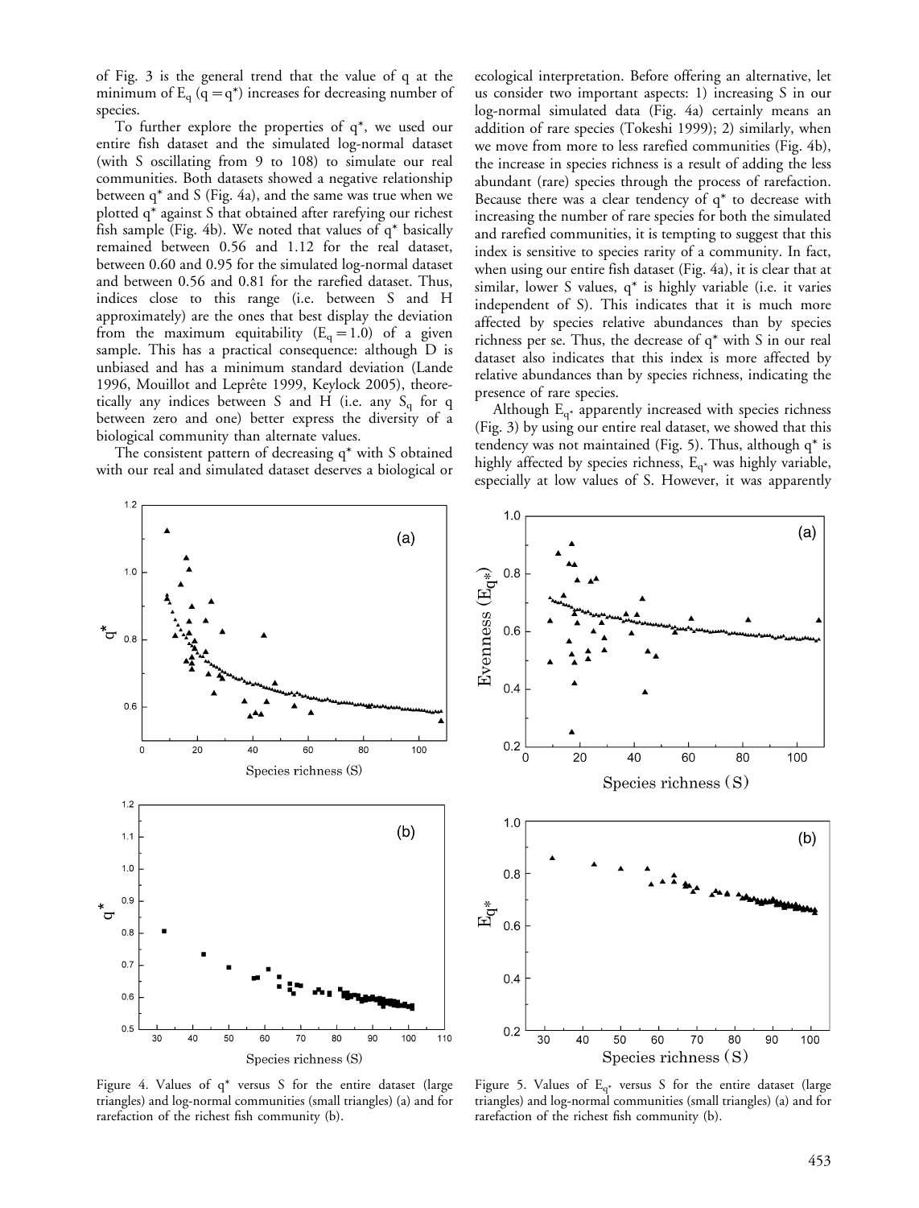of Fig. 3 is the general trend that the value of q at the minimum of $E_q$ ($q = q^*$) increases for decreasing number of species.

To further explore the properties of $q^*$, we used our entire fish dataset and the simulated log-normal dataset (with S oscillating from 9 to 108) to simulate our real communities. Both datasets showed a negative relationship between $q^*$ and S (Fig. 4a), and the same was true when we plotted $q^*$ against S that obtained after rarefying our richest fish sample (Fig. 4b). We noted that values of $q^*$ basically remained between 0.56 and 1.12 for the real dataset, between 0.60 and 0.95 for the simulated log-normal dataset and between 0.56 and 0.81 for the rarefied dataset. Thus, indices close to this range (i.e. between S and H approximately) are the ones that best display the deviation from the maximum equitability ($E_q = 1.0$) of a given sample. This has a practical consequence: although D is unbiased and has a minimum standard deviation (Lande 1996, Mouillot and Leprête 1999, Keylock 2005), theoretically any indices between S and H (i.e. any $S_q$ for q between zero and one) better express the diversity of a biological community than alternate values.

The consistent pattern of decreasing $q^*$ with S obtained with our real and simulated dataset deserves a biological or ecological interpretation. Before offering an alternative, let us consider two important aspects: 1) increasing S in our log-normal simulated data (Fig. 4a) certainly means an addition of rare species (Tokeshi 1999); 2) similarly, when we move from more to less rarefied communities (Fig. 4b), the increase in species richness is a result of adding the less abundant (rare) species through the process of rarefaction. Because there was a clear tendency of $q^*$ to decrease with increasing the number of rare species for both the simulated and rarefied communities, it is tempting to suggest that this index is sensitive to species rarity of a community. In fact, when using our entire fish dataset (Fig. 4a), it is clear that at similar, lower S values, $q^*$ is highly variable (i.e. it varies independent of S). This indicates that it is much more affected by species relative abundances than by species richness per se. Thus, the decrease of $q^*$ with S in our real dataset also indicates that this index is more affected by relative abundances than by species richness, indicating the presence of rare species.

Although $E_{q^*}$ apparently increased with species richness (Fig. 3) by using our entire real dataset, we showed that this tendency was not maintained (Fig. 5). Thus, although $q^*$ is highly affected by species richness, $E_{q^*}$ was highly variable, especially at low values of S. However, it was apparently

Figure 4. Values of $q^*$ versus S for the entire dataset (large triangles) and log-normal communities (small triangles) (a) and for rarefaction of the richest fish community (b).

Figure 5. Values of $E_{q^*}$ versus S for the entire dataset (large triangles) and log-normal communities (small triangles) (a) and for rarefaction of the richest fish community (b).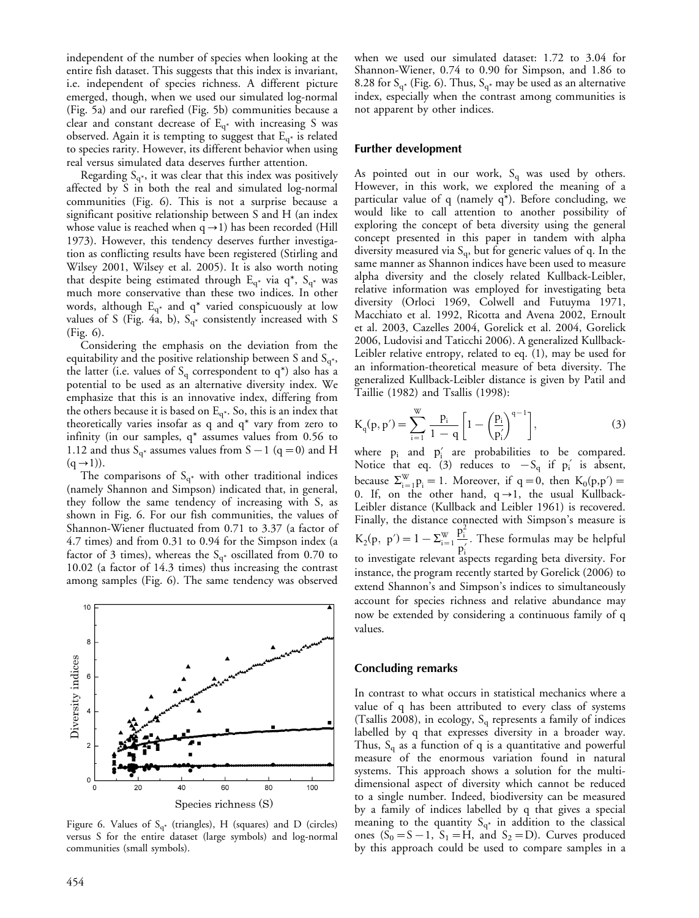independent of the number of species when looking at the entire fish dataset. This suggests that this index is invariant, i.e. independent of species richness. A different picture emerged, though, when we used our simulated log-normal (Fig. 5a) and our rarefied (Fig. 5b) communities because a clear and constant decrease of $E_{q^*}$ with increasing S was observed. Again it is tempting to suggest that $E_{q^*}$ is related to species rarity. However, its different behavior when using real versus simulated data deserves further attention.

Regarding $S_{q^*}$, it was clear that this index was positively affected by S in both the real and simulated log-normal communities (Fig. 6). This is not a surprise because a significant positive relationship between S and H (an index whose value is reached when $q \rightarrow 1$) has been recorded (Hill 1973). However, this tendency deserves further investigation as conflicting results have been registered (Stirling and Wilsey 2001, Wilsey et al. 2005). It is also worth noting that despite being estimated through $E_{q^*}$ via $q^*$, $S_{q^*}$ was much more conservative than these two indices. In other words, although $E_{q^*}$ and $q^*$ varied conspicuously at low values of S (Fig. 4a, b), $S_{q^*}$ consistently increased with S (Fig. 6).

Considering the emphasis on the deviation from the equitability and the positive relationship between S and $S_{q^*}$, the latter (i.e. values of $S_q$ correspondent to $q^*$) also has a potential to be used as an alternative diversity index. We emphasize that this is an innovative index, differing from the others because it is based on $E_{q^*}$. So, this is an index that theoretically varies insofar as q and $q^*$ vary from zero to infinity (in our samples, $q^*$ assumes values from 0.56 to 1.12 and thus $S_{q^*}$ assumes values from $S-1$ ($q=0$) and H ($q \rightarrow 1$)).

The comparisons of $S_{q^*}$ with other traditional indices (namely Shannon and Simpson) indicated that, in general, they follow the same tendency of increasing with S, as shown in Fig. 6. For our fish communities, the values of Shannon-Wiener fluctuated from 0.71 to 3.37 (a factor of 4.7 times) and from 0.31 to 0.94 for the Simpson index (a factor of 3 times), whereas the $S_{q^*}$ oscillated from 0.70 to 10.02 (a factor of 14.3 times) thus increasing the contrast among samples (Fig. 6). The same tendency was observed when we used our simulated dataset: 1.72 to 3.04 for Shannon-Wiener, 0.74 to 0.90 for Simpson, and 1.86 to 8.28 for $S_{q^*}$ (Fig. 6). Thus, $S_{q^*}$ may be used as an alternative index, especially when the contrast among communities is not apparent by other indices.

Figure 6. Values of $S_{q^*}$ (triangles), H (squares) and D (circles) versus S for the entire dataset (large symbols) and log-normal communities (small symbols).

## Further development

As pointed out in our work, $S_q$ was used by others. However, in this work, we explored the meaning of a particular value of q (namely $q^*$). Before concluding, we would like to call attention to another possibility of exploring the concept of beta diversity using the general concept presented in this paper in tandem with alpha diversity measured via $S_q$, but for generic values of q. In the same manner as Shannon indices have been used to measure alpha diversity and the closely related Kullback-Leibler, relative information was employed for investigating beta diversity (Orloci 1969, Colwell and Futuyma 1971, Macchiato et al. 1992, Ricotta and Avena 2002, Ernoult et al. 2003, Cazelles 2004, Gorelick et al. 2004, Gorelick 2006, Ludovisi and Taticchi 2006). A generalized Kullback-Leibler relative entropy, related to eq. (1), may be used for an information-theoretical measure of beta diversity. The generalized Kullback-Leibler distance is given by Patil and Taillie (1982) and Tsallis (1998):

$$K_q(p, p') = \sum_{i=1}^{W} \frac{p_i}{1-q}\left[1 - \left(\frac{p_i}{p_i'}\right)^{q-1}\right], \tag{3}$$

where $p_i$ and $p_i'$ are probabilities to be compared. Notice that eq. (3) reduces to $-S_q$ if $p_i'$ is absent, because $\Sigma_{i=1}^{W} p_i = 1$. Moreover, if $q=0$, then $K_0(p,p') = 0$. If, on the other hand, $q \rightarrow 1$, the usual Kullback-Leibler distance (Kullback and Leibler 1961) is recovered. Finally, the distance connected with Simpson's measure is $K_2(p, p') = 1 - \Sigma_{i=1}^{W} \frac{p_i^2}{p_i'}$. These formulas may be helpful to investigate relevant aspects regarding beta diversity. For instance, the program recently started by Gorelick (2006) to extend Shannon's and Simpson's indices to simultaneously account for species richness and relative abundance may now be extended by considering a continuous family of q values.

## Concluding remarks

In contrast to what occurs in statistical mechanics where a value of q has been attributed to every class of systems (Tsallis 2008), in ecology, $S_q$ represents a family of indices labelled by q that expresses diversity in a broader way. Thus, $S_q$ as a function of q is a quantitative and powerful measure of the enormous variation found in natural systems. This approach shows a solution for the multi-dimensional aspect of diversity which cannot be reduced to a single number. Indeed, biodiversity can be measured by a family of indices labelled by q that gives a special meaning to the quantity $S_{q^*}$ in addition to the classical ones ($S_0 = S-1$, $S_1 = H$, and $S_2 = D$). Curves produced by this approach could be used to compare samples in a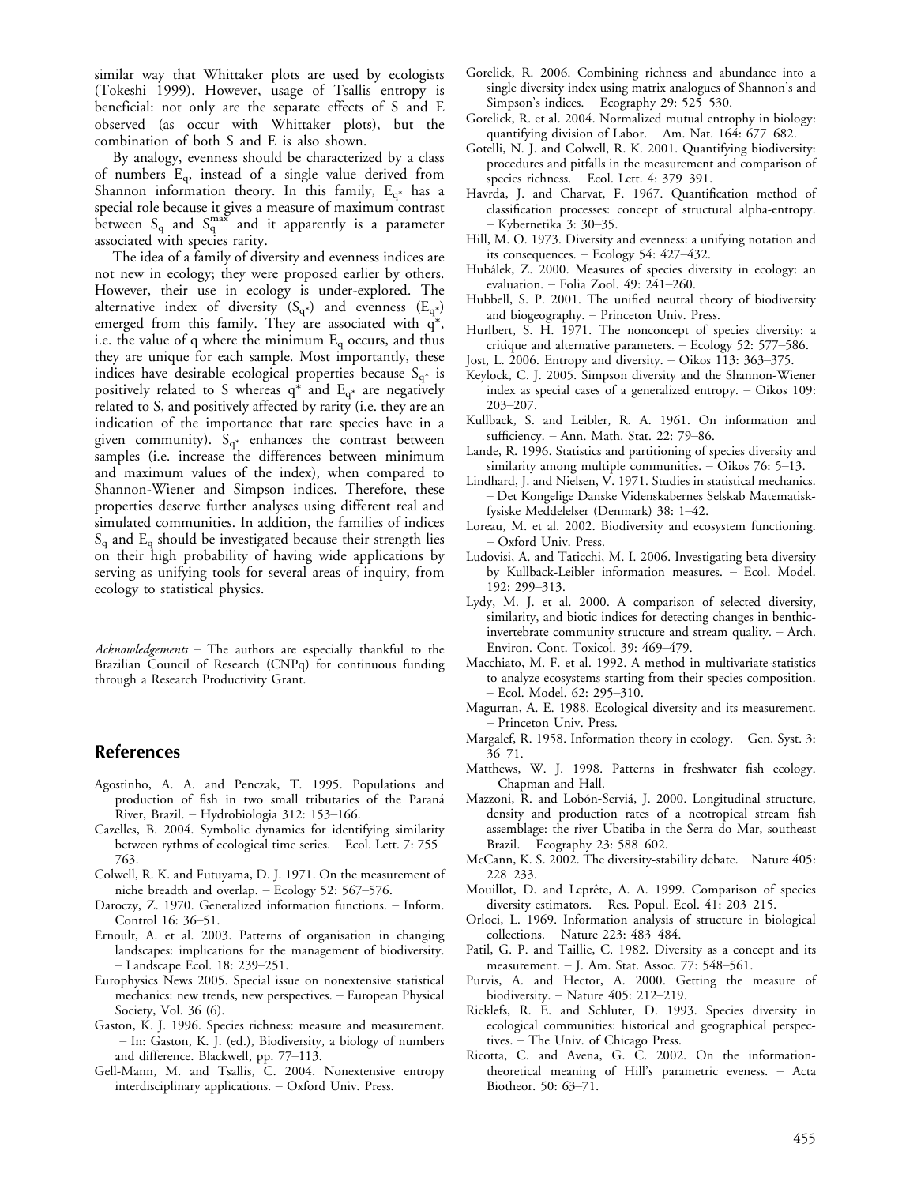similar way that Whittaker plots are used by ecologists (Tokeshi 1999). However, usage of Tsallis entropy is beneficial: not only are the separate effects of S and E observed (as occur with Whittaker plots), but the combination of both S and E is also shown.

By analogy, evenness should be characterized by a class of numbers $E_q$, instead of a single value derived from Shannon information theory. In this family, $E_{q^*}$ has a special role because it gives a measure of maximum contrast between $S_q$ and $S_q^{max}$ and it apparently is a parameter associated with species rarity.

The idea of a family of diversity and evenness indices are not new in ecology; they were proposed earlier by others. However, their use in ecology is under-explored. The alternative index of diversity ($S_{q^*}$) and evenness ($E_{q^*}$) emerged from this family. They are associated with $q^*$, i.e. the value of q where the minimum $E_q$ occurs, and thus they are unique for each sample. Most importantly, these indices have desirable ecological properties because $S_{q^*}$ is positively related to S whereas $q^*$ and $E_{q^*}$ are negatively related to S, and positively affected by rarity (i.e. they are an indication of the importance that rare species have in a given community). $S_{q^*}$ enhances the contrast between samples (i.e. increase the differences between minimum and maximum values of the index), when compared to Shannon-Wiener and Simpson indices. Therefore, these properties deserve further analyses using different real and simulated communities. In addition, the families of indices $S_q$ and $E_q$ should be investigated because their strength lies on their high probability of having wide applications by serving as unifying tools for several areas of inquiry, from ecology to statistical physics.

*Acknowledgements* – The authors are especially thankful to the Brazilian Council of Research (CNPq) for continuous funding through a Research Productivity Grant.

## References

Agostinho, A. A. and Penczak, T. 1995. Populations and production of fish in two small tributaries of the Paraná River, Brazil. – Hydrobiologia 312: 153–166.

Cazelles, B. 2004. Symbolic dynamics for identifying similarity between rythms of ecological time series. – Ecol. Lett. 7: 755–763.

Colwell, R. K. and Futuyama, D. J. 1971. On the measurement of niche breadth and overlap. – Ecology 52: 567–576.

Daroczy, Z. 1970. Generalized information functions. – Inform. Control 16: 36–51.

Ernoult, A. et al. 2003. Patterns of organisation in changing landscapes: implications for the management of biodiversity. – Landscape Ecol. 18: 239–251.

Europhysics News 2005. Special issue on nonextensive statistical mechanics: new trends, new perspectives. – European Physical Society, Vol. 36 (6).

Gaston, K. J. 1996. Species richness: measure and measurement. – In: Gaston, K. J. (ed.), Biodiversity, a biology of numbers and difference. Blackwell, pp. 77–113.

Gell-Mann, M. and Tsallis, C. 2004. Nonextensive entropy interdisciplinary applications. – Oxford Univ. Press.

Gorelick, R. 2006. Combining richness and abundance into a single diversity index using matrix analogues of Shannon's and Simpson's indices. – Ecography 29: 525–530.

Gorelick, R. et al. 2004. Normalized mutual entropy in biology: quantifying division of Labor. – Am. Nat. 164: 677–682.

Gotelli, N. J. and Colwell, R. K. 2001. Quantifying biodiversity: procedures and pitfalls in the measurement and comparison of species richness. – Ecol. Lett. 4: 379–391.

Havrda, J. and Charvat, F. 1967. Quantification method of classification processes: concept of structural alpha-entropy. – Kybernetika 3: 30–35.

Hill, M. O. 1973. Diversity and evenness: a unifying notation and its consequences. – Ecology 54: 427–432.

Hubálek, Z. 2000. Measures of species diversity in ecology: an evaluation. – Folia Zool. 49: 241–260.

Hubbell, S. P. 2001. The unified neutral theory of biodiversity and biogeography. – Princeton Univ. Press.

Hurlbert, S. H. 1971. The nonconcept of species diversity: a critique and alternative parameters. – Ecology 52: 577–586.

Jost, L. 2006. Entropy and diversity. – Oikos 113: 363–375.

Keylock, C. J. 2005. Simpson diversity and the Shannon-Wiener index as special cases of a generalized entropy. – Oikos 109: 203–207.

Kullback, S. and Leibler, R. A. 1961. On information and sufficiency. – Ann. Math. Stat. 22: 79–86.

Lande, R. 1996. Statistics and partitioning of species diversity and similarity among multiple communities. – Oikos 76: 5–13.

Lindhard, J. and Nielsen, V. 1971. Studies in statistical mechanics. – Det Kongelige Danske Videnskabernes Selskab Matematisk-fysiske Meddelelser (Denmark) 38: 1–42.

Loreau, M. et al. 2002. Biodiversity and ecosystem functioning. – Oxford Univ. Press.

Ludovisi, A. and Taticchi, M. I. 2006. Investigating beta diversity by Kullback-Leibler information measures. – Ecol. Model. 192: 299–313.

Lydy, M. J. et al. 2000. A comparison of selected diversity, similarity, and biotic indices for detecting changes in benthic-invertebrate community structure and stream quality. – Arch. Environ. Cont. Toxicol. 39: 469–479.

Macchiato, M. F. et al. 1992. A method in multivariate-statistics to analyze ecosystems starting from their species composition. – Ecol. Model. 62: 295–310.

Magurran, A. E. 1988. Ecological diversity and its measurement. – Princeton Univ. Press.

Margalef, R. 1958. Information theory in ecology. – Gen. Syst. 3: 36–71.

Matthews, W. J. 1998. Patterns in freshwater fish ecology. – Chapman and Hall.

Mazzoni, R. and Lobón-Serviá, J. 2000. Longitudinal structure, density and production rates of a neotropical stream fish assemblage: the river Ubatiba in the Serra do Mar, southeast Brazil. – Ecography 23: 588–602.

McCann, K. S. 2002. The diversity-stability debate. – Nature 405: 228–233.

Mouillot, D. and Leprête, A. A. 1999. Comparison of species diversity estimators. – Res. Popul. Ecol. 41: 203–215.

Orloci, L. 1969. Information analysis of structure in biological collections. – Nature 223: 483–484.

Patil, G. P. and Taillie, C. 1982. Diversity as a concept and its measurement. – J. Am. Stat. Assoc. 77: 548–561.

Purvis, A. and Hector, A. 2000. Getting the measure of biodiversity. – Nature 405: 212–219.

Ricklefs, R. E. and Schluter, D. 1993. Species diversity in ecological communities: historical and geographical perspectives. – The Univ. of Chicago Press.

Ricotta, C. and Avena, G. C. 2002. On the information-theoretical meaning of Hill's parametric eveness. – Acta Biotheor. 50: 63–71.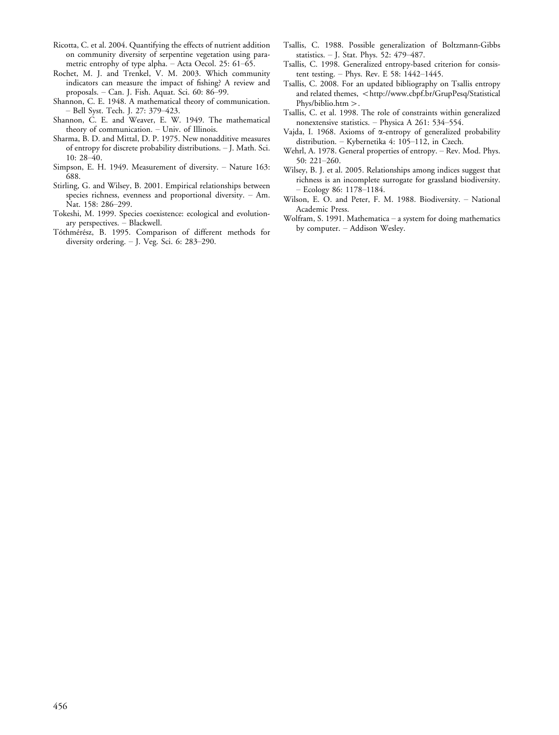Ricotta, C. et al. 2004. Quantifying the effects of nutrient addition on community diversity of serpentine vegetation using parametric entropy of type alpha. – Acta Oecol. 25: 61–65.

Rochet, M. J. and Trenkel, V. M. 2003. Which community indicators can measure the impact of fishing? A review and proposals. – Can. J. Fish. Aquat. Sci. 60: 86–99.

Shannon, C. E. 1948. A mathematical theory of communication. – Bell Syst. Tech. J. 27: 379–423.

Shannon, C. E. and Weaver, E. W. 1949. The mathematical theory of communication. – Univ. of Illinois.

Sharma, B. D. and Mittal, D. P. 1975. New nonadditive measures of entropy for discrete probability distributions. – J. Math. Sci. 10: 28–40.

Simpson, E. H. 1949. Measurement of diversity. – Nature 163: 688.

Stirling, G. and Wilsey, B. 2001. Empirical relationships between species richness, evenness and proportional diversity. – Am. Nat. 158: 286–299.

Tokeshi, M. 1999. Species coexistence: ecological and evolutionary perspectives. – Blackwell.

Tóthmérész, B. 1995. Comparison of different methods for diversity ordering. – J. Veg. Sci. 6: 283–290.

Tsallis, C. 1988. Possible generalization of Boltzmann-Gibbs statistics. – J. Stat. Phys. 52: 479–487.

Tsallis, C. 1998. Generalized entropy-based criterion for consistent testing. – Phys. Rev. E 58: 1442–1445.

Tsallis, C. 2008. For an updated bibliography on Tsallis entropy and related themes, <http://www.cbpf.br/GrupPesq/StatisticalPhys/biblio.htm>.

Tsallis, C. et al. 1998. The role of constraints within generalized nonextensive statistics. – Physica A 261: 534–554.

Vajda, I. 1968. Axioms of α-entropy of generalized probability distribution. – Kybernetika 4: 105–112, in Czech.

Wehrl, A. 1978. General properties of entropy. – Rev. Mod. Phys. 50: 221–260.

Wilsey, B. J. et al. 2005. Relationships among indices suggest that richness is an incomplete surrogate for grassland biodiversity. – Ecology 86: 1178–1184.

Wilson, E. O. and Peter, F. M. 1988. Biodiversity. – National Academic Press.

Wolfram, S. 1991. Mathematica – a system for doing mathematics by computer. – Addison Wesley.